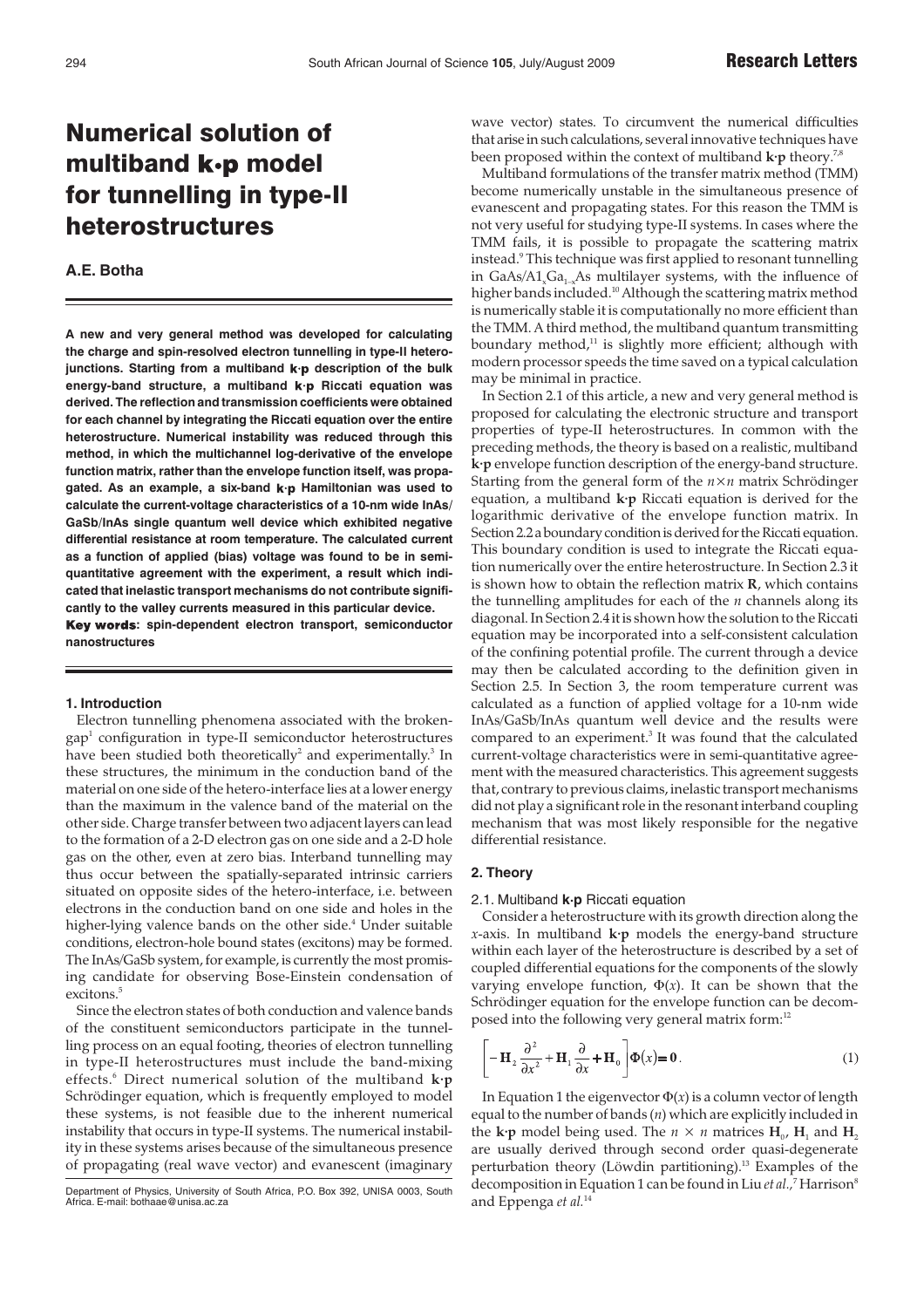Research Letters

# Numerical solution of multiband k·p model for tunnelling in type-II heterostructures

**A.E. Botha**

**A new and very general method was developed for calculating the charge and spin-resolved electron tunnelling in type-II heterojunctions. Starting from a multiband k·p description of the bulk energy-band structure, a multiband k·p Riccati equation was derived. The reflection and transmission coefficients were obtained for each channel by integrating the Riccati equation over the entire heterostructure. Numerical instability was reduced through this method, in which the multichannel log-derivative of the envelope function matrix, rather than the envelope function itself, was propagated. As an example, a six-band k·p Hamiltonian was used to calculate the current-voltage characteristics of a 10-nm wide InAs/GaSb/InAs single quantum well device which exhibited negative differential resistance at room temperature. The calculated current as a function of applied (bias) voltage was found to be in semi-quantitative agreement with the experiment, a result which indicated that inelastic transport mechanisms do not contribute significantly to the valley currents measured in this particular device.**

**Key words: spin-dependent electron transport, semiconductor nanostructures**

## 1. Introduction

Electron tunnelling phenomena associated with the broken-gap[1] configuration in type-II semiconductor heterostructures have been studied both theoretically[2] and experimentally.[3] In these structures, the minimum in the conduction band of the material on one side of the hetero-interface lies at a lower energy than the maximum in the valence band of the material on the other side. Charge transfer between two adjacent layers can lead to the formation of a 2-D electron gas on one side and a 2-D hole gas on the other, even at zero bias. Interband tunnelling may thus occur between the spatially-separated intrinsic carriers situated on opposite sides of the hetero-interface, i.e. between electrons in the conduction band on one side and holes in the higher-lying valence bands on the other side.[4] Under suitable conditions, electron-hole bound states (excitons) may be formed. The InAs/GaSb system, for example, is currently the most promising candidate for observing Bose-Einstein condensation of excitons.[5]

Since the electron states of both conduction and valence bands of the constituent semiconductors participate in the tunnelling process on an equal footing, theories of electron tunnelling in type-II heterostructures must include the band-mixing effects.[6] Direct numerical solution of the multiband **k·p** Schrödinger equation, which is frequently employed to model these systems, is not feasible due to the inherent numerical instability that occurs in type-II systems. The numerical instability in these systems arises because of the simultaneous presence of propagating (real wave vector) and evanescent (imaginary wave vector) states. To circumvent the numerical difficulties that arise in such calculations, several innovative techniques have been proposed within the context of multiband **k·p** theory.[7,8]

Department of Physics, University of South Africa, P.O. Box 392, UNISA 0003, South Africa. E-mail: bothaae@unisa.ac.za

Multiband formulations of the transfer matrix method (TMM) become numerically unstable in the simultaneous presence of evanescent and propagating states. For this reason the TMM is not very useful for studying type-II systems. In cases where the TMM fails, it is possible to propagate the scattering matrix instead.[9] This technique was first applied to resonant tunnelling in $GaAs/A1_xGa_{1-x}As$ multilayer systems, with the influence of higher bands included.[10] Although the scattering matrix method is numerically stable it is computationally no more efficient than the TMM. A third method, the multiband quantum transmitting boundary method,[11] is slightly more efficient; although with modern processor speeds the time saved on a typical calculation may be minimal in practice.

In Section 2.1 of this article, a new and very general method is proposed for calculating the electronic structure and transport properties of type-II heterostructures. In common with the preceding methods, the theory is based on a realistic, multiband **k·p** envelope function description of the energy-band structure. Starting from the general form of the $n \times n$ matrix Schrödinger equation, a multiband **k·p** Riccati equation is derived for the logarithmic derivative of the envelope function matrix. In Section 2.2 a boundary condition is derived for the Riccati equation. This boundary condition is used to integrate the Riccati equation numerically over the entire heterostructure. In Section 2.3 it is shown how to obtain the reflection matrix **R**, which contains the tunnelling amplitudes for each of the *n* channels along its diagonal. In Section 2.4 it is shown how the solution to the Riccati equation may be incorporated into a self-consistent calculation of the confining potential profile. The current through a device may then be calculated according to the definition given in Section 2.5. In Section 3, the room temperature current was calculated as a function of applied voltage for a 10-nm wide InAs/GaSb/InAs quantum well device and the results were compared to an experiment.[3] It was found that the calculated current-voltage characteristics were in semi-quantitative agreement with the measured characteristics. This agreement suggests that, contrary to previous claims, inelastic transport mechanisms did not play a significant role in the resonant interband coupling mechanism that was most likely responsible for the negative differential resistance.

## 2. Theory

### 2.1. Multiband k·p Riccati equation

Consider a heterostructure with its growth direction along the *x*-axis. In multiband **k·p** models the energy-band structure within each layer of the heterostructure is described by a set of coupled differential equations for the components of the slowly varying envelope function, $\Phi(x)$. It can be shown that the Schrödinger equation for the envelope function can be decomposed into the following very general matrix form:[12]

$$\left[-\mathbf{H}_2\frac{\partial^2}{\partial x^2}+\mathbf{H}_1\frac{\partial}{\partial x}+\mathbf{H}_0\right]\Phi(x)=\mathbf{0}. \tag{1}$$

In Equation 1 the eigenvector $\Phi(x)$ is a column vector of length equal to the number of bands ($n$) which are explicitly included in the **k·p** model being used. The $n \times n$ matrices $\mathbf{H}_0$, $\mathbf{H}_1$ and $\mathbf{H}_2$ are usually derived through second order quasi-degenerate perturbation theory (Löwdin partitioning).[13] Examples of the decomposition in Equation 1 can be found in Liu *et al.*,[7] Harrison[8] and Eppenga *et al.*[14]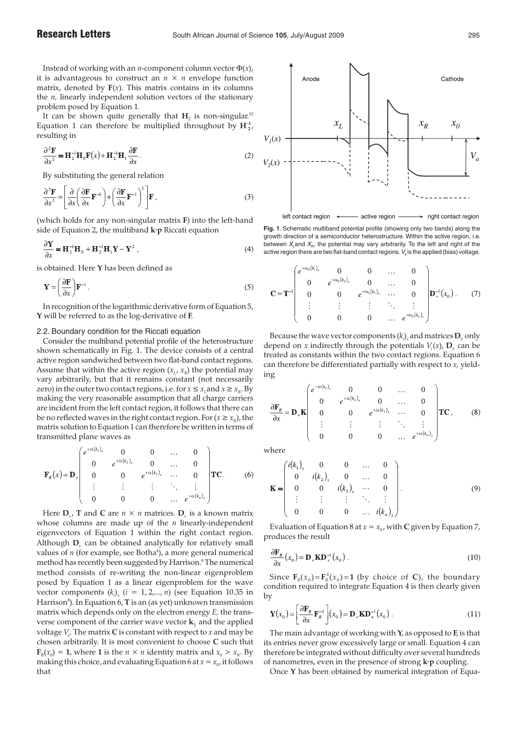Instead of working with an $n$-component column vector $\Phi(x)$, it is advantageous to construct an $n \times n$ envelope function matrix, denoted by $\mathbf{F}(x)$. This matrix contains in its columns the $n$, linearly independent solution vectors of the stationary problem posed by Equation 1.

It can be shown quite generally that $\mathbf{H}_2$ is non-singular.[15] Equation 1 can therefore be multiplied throughout by $\mathbf{H}_2^{-1}$, resulting in

$$\frac{\partial^2 \mathbf{F}}{\partial x^2} = \mathbf{H}_2^{-1}\mathbf{H}_0\mathbf{F}(x) + \mathbf{H}_2^{-1}\mathbf{H}_1\frac{\partial \mathbf{F}}{\partial x}. \tag{2}$$

By substituting the general relation

$$\frac{\partial^2 \mathbf{F}}{\partial x^2} = \left[\frac{\partial}{\partial x}\left(\frac{\partial \mathbf{F}}{\partial x}\mathbf{F}^{-1}\right) + \left(\frac{\partial \mathbf{F}}{\partial x}\mathbf{F}^{-1}\right)^2\right]\mathbf{F}, \tag{3}$$

(which holds for any non-singular matrix $\mathbf{F}$) into the left-hand side of Equaion 2, the multiband **k·p** Riccati equation

$$\frac{\partial \mathbf{Y}}{\partial x} = \mathbf{H}_2^{-1}\mathbf{H}_0 + \mathbf{H}_2^{-1}\mathbf{H}_1\mathbf{Y} - \mathbf{Y}^2, \tag{4}$$

is obtained. Here $\mathbf{Y}$ has been defined as

$$\mathbf{Y} = \left(\frac{\partial \mathbf{F}}{\partial x}\right)\mathbf{F}^{-1}. \tag{5}$$

In recognition of the logarithmic derivative form of Equation 5, $\mathbf{Y}$ will be referred to as the log-derivative of $\mathbf{F}$.

### 2.2. Boundary condition for the Riccati equation

Consider the multiband potential profile of the heterostructure shown schematically in Fig. 1. The device consists of a central active region sandwiched between two flat-band contact regions. Assume that within the active region $(x_L, x_R)$ the potential may vary arbitrarily, but that it remains constant (not necessarily zero) in the outer two contact regions, i.e. for $x \leq x_L$ and $x \geq x_R$. By making the very reasonable assumption that all charge carriers are incident from the left contact region, it follows that there can be no reflected waves in the right contact region. For $(x \geq x_R)$, the matrix solution to Equation 1 can therefore be written in terms of transmitted plane waves as

$$\mathbf{F}_R(x) = \mathbf{D}_+\begin{pmatrix} e^{+ix(k_1)_x} & 0 & 0 & \dots & 0 \\ 0 & e^{+ix(k_2)_x} & 0 & \dots & 0 \\ 0 & 0 & e^{+ix(k_3)_x} & \dots & 0 \\ \vdots & \vdots & \vdots & \ddots & \vdots \\ 0 & 0 & 0 & \dots & e^{+ix(k_n)_x} \end{pmatrix}\mathbf{TC}. \tag{6}$$

Here $\mathbf{D}_\pm$, $\mathbf{T}$ and $\mathbf{C}$ are $n \times n$ matrices. $\mathbf{D}_+$ is a known matrix whose columns are made up of the $n$ linearly-independent eigenvectors of Equation 1 within the right contact region. Although $\mathbf{D}_+$ can be obtained analytically for relatively small values of $n$ (for example, see Botha[4]), a more general numerical method has recently been suggested by Harrison.[8] The numerical method consists of re-writing the non-linear eigenproblem posed by Equation 1 as a linear eigenproblem for the wave vector components $(k_i)_x$ $(i = 1, 2,..., n)$ (see Equation 10.35 in Harrison[8]). In Equation 6, $\mathbf{T}$ is an (as yet) unknown transmission matrix which depends only on the electron energy $E$, the transverse component of the carrier wave vector $\mathbf{k}_\parallel$ and the applied voltage $V_a$. The matrix $\mathbf{C}$ is constant with respect to $x$ and may be chosen arbitrarily. It is most convenient to choose $\mathbf{C}$ such that $\mathbf{F}_R(x_0) = \mathbf{1}$, where $\mathbf{1}$ is the $n \times n$ identity matrix and $x_0 > x_R$. By making this choice, and evaluating Equation 6 at $x = x_0$, it follows that

**Fig. 1**. Schematic multiband potential profile (showing only two bands) along the growth direction of a semiconductor heterostructure. Within the active region, i.e. between $X_L$ and $X_R$, the potential may vary arbitrarily. To the left and right of the active region there are two flat-band contact regions. $V_a$ is the applied (bias) voltage.

$$\mathbf{C} = \mathbf{T}^{-1}\begin{pmatrix} e^{-ix_0(k_1)_x} & 0 & 0 & \dots & 0 \\ 0 & e^{-ix_0(k_2)_x} & 0 & \dots & 0 \\ 0 & 0 & e^{-ix_0(k_3)_x} & \dots & 0 \\ \vdots & \vdots & \vdots & \ddots & \vdots \\ 0 & 0 & 0 & \dots & e^{-ix_0(k_n)_x} \end{pmatrix}\mathbf{D}_+^{-1}(x_0). \tag{7}$$

Because the wave vector components $(k_i)_x$ and matrices $\mathbf{D}_\pm$ only depend on $x$ indirectly through the potentials $V_i(x)$, $\mathbf{D}_\pm$ can be treated as constants within the two contact regions. Equation 6 can therefore be differentiated partially with respect to $x$, yielding

$$\frac{\partial \mathbf{F}_R}{\partial x} = \mathbf{D}_+\mathbf{K}\begin{pmatrix} e^{+ix(k_1)_x} & 0 & 0 & \dots & 0 \\ 0 & e^{+ix(k_2)_x} & 0 & \dots & 0 \\ 0 & 0 & e^{+ix(k_3)_x} & \dots & 0 \\ \vdots & \vdots & \vdots & \ddots & \vdots \\ 0 & 0 & 0 & \dots & e^{+ix(k_n)_x} \end{pmatrix}\mathbf{TC}, \tag{8}$$

where

$$\mathbf{K} = \begin{pmatrix} i(k_1)_x & 0 & 0 & \dots & 0 \\ 0 & i(k_2)_x & 0 & \dots & 0 \\ 0 & 0 & i(k_3)_x & \cdots & 0 \\ \vdots & \vdots & \vdots & \ddots & \vdots \\ 0 & 0 & 0 & \dots & i(k_n)_x \end{pmatrix}. \tag{9}$$

Evaluation of Equation 8 at $x = x_0$, with $\mathbf{C}$ given by Equation 7, produces the result

$$\frac{\partial \mathbf{F}_R}{\partial x}(x_0) = \mathbf{D}_+\mathbf{K}\mathbf{D}_+^{-1}(x_0). \tag{10}$$

Since $\mathbf{F}_R(x_0) = \mathbf{F}_R^{-1}(x_0) = \mathbf{1}$ (by choice of $\mathbf{C}$), the boundary condition required to integrate Equation 4 is then clearly given by

$$\mathbf{Y}(x_0) = \left[\frac{\partial \mathbf{F}_R}{\partial x}\mathbf{F}_R^{-1}\right](x_0) = \mathbf{D}_+\mathbf{K}\mathbf{D}_+^{-1}(x_0). \tag{11}$$

The main advantage of working with $\mathbf{Y}$, as opposed to $\mathbf{F}$, is that its entries never grow excessively large or small. Equation 4 can therefore be integrated without difficulty over several hundreds of nanometres, even in the presence of strong **k·p** coupling.

Once $\mathbf{Y}$ has been obtained by numerical integration of Equa-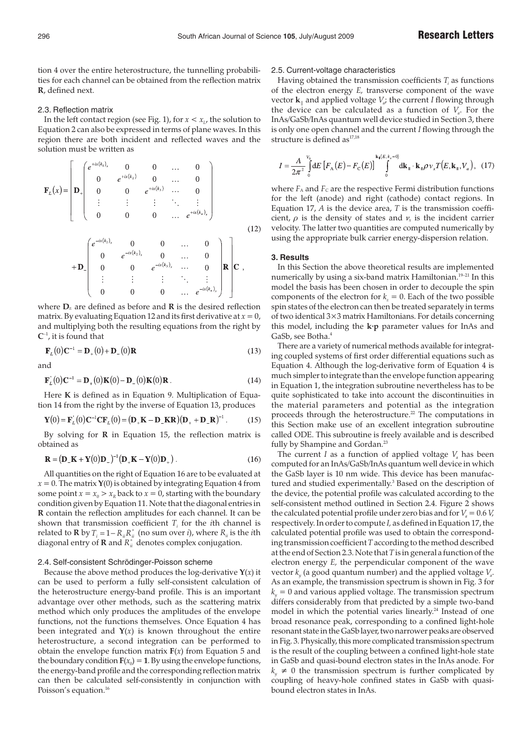tion 4 over the entire heterostructure, the tunnelling probabilities for each channel can be obtained from the reflection matrix **R**, defined next.

### 2.3. Reflection matrix

In the left contact region (see Fig. 1), for $x < x_L$, the solution to Equation 2 can also be expressed in terms of plane waves. In this region there are both incident and reflected waves and the solution must be written as

$$\mathbf{F}_L(x) = \left[ \mathbf{D}_+ \begin{pmatrix} e^{+ix(k_1)_x} & 0 & 0 & \dots & 0 \\ 0 & e^{+ix(k_2)} & 0 & \dots & 0 \\ 0 & 0 & e^{+ix(k_3)} & \dots & 0 \\ \vdots & \vdots & \vdots & \ddots & \vdots \\ 0 & 0 & 0 & \dots & e^{+ix(k_n)_x} \end{pmatrix} + \mathbf{D}_- \begin{pmatrix} e^{-ix(k_1)_x} & 0 & 0 & \dots & 0 \\ 0 & e^{-ix(k_2)_x} & 0 & \dots & 0 \\ 0 & 0 & e^{-ix(k_3)_x} & \dots & 0 \\ \vdots & \vdots & \vdots & \ddots & \vdots \\ 0 & 0 & 0 & \dots & e^{-ix(k_n)_x} \end{pmatrix} \mathbf{R} \right] \mathbf{C}, \quad (12)$$

where $\mathbf{D}_\pm$ are defined as before and **R** is the desired reflection matrix. By evaluating Equation 12 and its first derivative at $x = 0$, and multiplying both the resulting equations from the right by $\mathbf{C}^{-1}$, it is found that

$$\mathbf{F}_L(0)\mathbf{C}^{-1} = \mathbf{D}_+(0) + \mathbf{D}_-(0)\mathbf{R} \quad (13)$$

and

$$\mathbf{F}_L^{'}(0)\mathbf{C}^{-1} = \mathbf{D}_+(0)\mathbf{K}(0) - \mathbf{D}_-(0)\mathbf{K}(0)\mathbf{R}. \quad (14)$$

Here **K** is defined as in Equation 9. Multiplication of Equation 14 from the right by the inverse of Equation 13, produces

$$\mathbf{Y}(0) = \mathbf{F}_L^{'}(0)\mathbf{C}^{-1}\mathbf{C}\mathbf{F}_L(0) = (\mathbf{D}_+\mathbf{K} - \mathbf{D}_-\mathbf{K}\mathbf{R})(\mathbf{D}_+ + \mathbf{D}_-\mathbf{R})^{-1}. \quad (15)$$

By solving for **R** in Equation 15, the reflection matrix is obtained as

$$\mathbf{R} = (\mathbf{D}_-\mathbf{K} + \mathbf{Y}(0)\mathbf{D}_-)^{-1}(\mathbf{D}_+\mathbf{K} - \mathbf{Y}(0)\mathbf{D}_+). \quad (16)$$

All quantities on the right of Equation 16 are to be evaluated at $x = 0$. The matrix $\mathbf{Y}(0)$ is obtained by integrating Equation 4 from some point $x = x_0 > x_R$ back to $x = 0$, starting with the boundary condition given by Equation 11. Note that the diagonal entries in **R** contain the reflection amplitudes for each channel. It can be shown that transmission coefficient $T_i$ for the $i$th channel is related to **R** by $T_i = 1 - R_{ii}R_{ii}^*$ (no sum over $i$), where $R_{ii}$ is the $i$th diagonal entry of **R** and $R_{ii}^*$ denotes complex conjugation.

### 2.4. Self-consistent Schrödinger-Poisson scheme

Because the above method produces the log-derivative $\mathbf{Y}(x)$ it can be used to perform a fully self-consistent calculation of the heterostructure energy-band profile. This is an important advantage over other methods, such as the scattering matrix method which only produces the amplitudes of the envelope functions, not the functions themselves. Once Equation 4 has been integrated and $\mathbf{Y}(x)$ is known throughout the entire heterostructure, a second integration can be performed to obtain the envelope function matrix $\mathbf{F}(x)$ from Equation 5 and the boundary condition $\mathbf{F}(x_0) = \mathbf{1}$. By using the envelope functions, the energy-band profile and the corresponding reflection matrix can then be calculated self-consistently in conjunction with Poisson's equation.[16]

### 2.5. Current-voltage characteristics

Having obtained the transmission coefficients $T_i$ as functions of the electron energy $E$, transverse component of the wave vector $\mathbf{k}_\parallel$ and applied voltage $V_a$; the current $I$ flowing through the device can be calculated as a function of $V_a$. For the InAs/GaSb/InAs quantum well device studied in Section 3, there is only one open channel and the current $I$ flowing through the structure is defined as[17,18]

$$I = \frac{A}{2\pi^2}\int_0^{V_0} \mathrm{d}E \left[F_A(E) - F_C(E)\right] \int_0^{\mathbf{k}_\parallel(E,k_x=0)} \mathrm{d}\mathbf{k}_\parallel \cdot \mathbf{k}_\parallel \rho v_x T(E,\mathbf{k}_\parallel,V_a), \quad (17)$$

where $F_A$ and $F_C$ are the respective Fermi distribution functions for the left (anode) and right (cathode) contact regions. In Equation 17, $A$ is the device area, $T$ is the transmission coefficient, $\rho$ is the density of states and $v_x$ is the incident carrier velocity. The latter two quantities are computed numerically by using the appropriate bulk carrier energy-dispersion relation.

## 3. Results

In this Section the above theoretical results are implemented numerically by using a six-band matrix Hamiltonian.[19–21] In this model the basis has been chosen in order to decouple the spin components of the electron for $k_z = 0$. Each of the two possible spin states of the electron can then be treated separately in terms of two identical 3×3 matrix Hamiltonians. For details concerning this model, including the **k·p** parameter values for InAs and GaSb, see Botha.[4]

There are a variety of numerical methods available for integrating coupled systems of first order differential equations such as Equation 4. Although the log-derivative form of Equation 4 is much simpler to integrate than the envelope function appearing in Equation 1, the integration subroutine nevertheless has to be quite sophisticated to take into account the discontinuities in the material parameters and potential as the integration proceeds through the heterostructure.[22] The computations in this Section make use of an excellent integration subroutine called ODE. This subroutine is freely available and is described fully by Shampine and Gordan.[23]

The current $I$ as a function of applied voltage $V_a$ has been computed for an InAs/GaSb/InAs quantum well device in which the GaSb layer is 10 nm wide. This device has been manufactured and studied experimentally.[3] Based on the description of the device, the potential profile was calculated according to the self-consistent method outlined in Section 2.4. Figure 2 shows the calculated potential profile under zero bias and for $V_a = 0.6$ V, respectively. In order to compute $I$, as defined in Equation 17, the calculated potential profile was used to obtain the corresponding transmission coefficient $T$ according to the method described at the end of Section 2.3. Note that $T$ is in general a function of the electron energy $E$, the perpendicular component of the wave vector $k_y$ (a good quantum number) and the applied voltage $V_a$. As an example, the transmission spectrum is shown in Fig. 3 for $k_y = 0$ and various applied voltage. The transmission spectrum differs considerably from that predicted by a simple two-band model in which the potential varies linearly.[24] Instead of one broad resonance peak, corresponding to a confined light-hole resonant state in the GaSb layer, two narrower peaks are observed in Fig. 3. Physically, this more complicated transmission spectrum is the result of the coupling between a confined light-hole state in GaSb and quasi-bound electron states in the InAs anode. For $k_y \neq 0$ the transmission spectrum is further complicated by coupling of heavy-hole confined states in GaSb with quasi-bound electron states in InAs.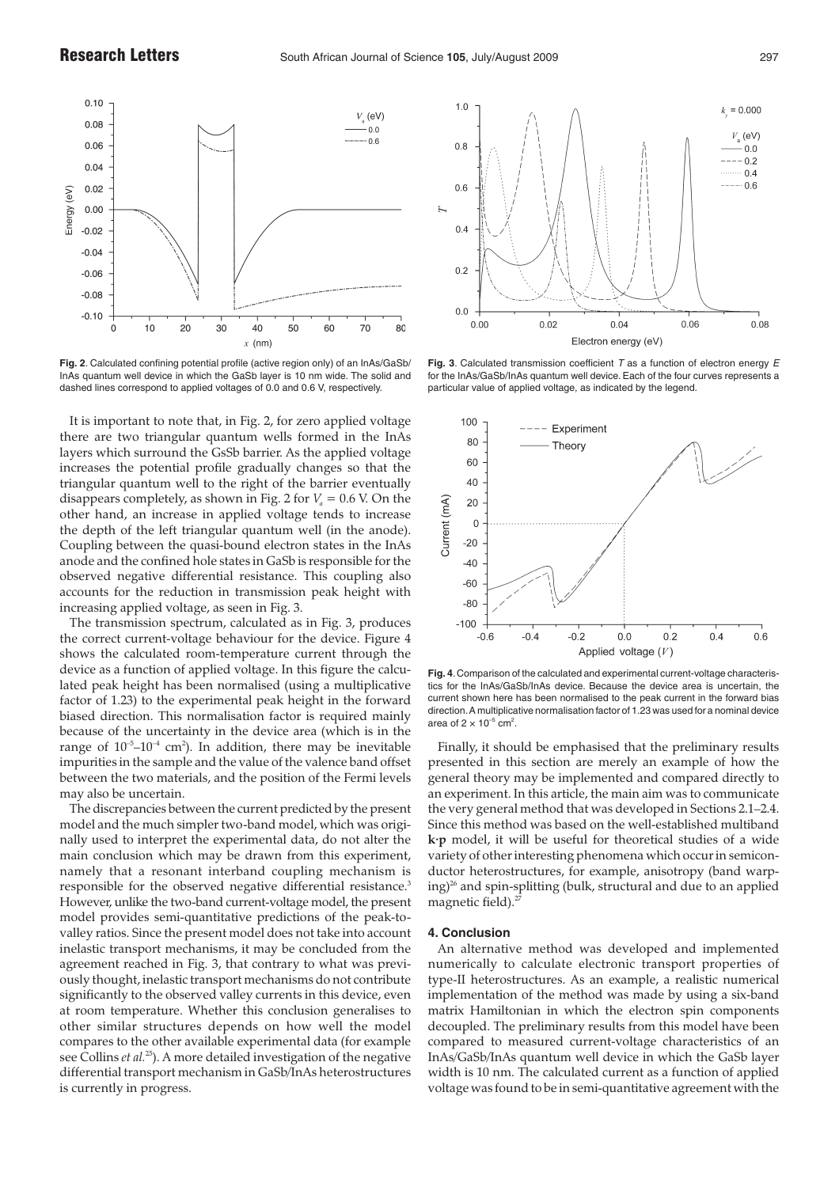**Fig. 2**. Calculated confining potential profile (active region only) of an InAs/GaSb/InAs quantum well device in which the GaSb layer is 10 nm wide. The solid and dashed lines correspond to applied voltages of 0.0 and 0.6 V, respectively.

**Fig. 3**. Calculated transmission coefficient $T$ as a function of electron energy $E$ for the InAs/GaSb/InAs quantum well device. Each of the four curves represents a particular value of applied voltage, as indicated by the legend.

It is important to note that, in Fig. 2, for zero applied voltage there are two triangular quantum wells formed in the InAs layers which surround the GsSb barrier. As the applied voltage increases the potential profile gradually changes so that the triangular quantum well to the right of the barrier eventually disappears completely, as shown in Fig. 2 for $V_a = 0.6$ V. On the other hand, an increase in applied voltage tends to increase the depth of the left triangular quantum well (in the anode). Coupling between the quasi-bound electron states in the InAs anode and the confined hole states in GaSb is responsible for the observed negative differential resistance. This coupling also accounts for the reduction in transmission peak height with increasing applied voltage, as seen in Fig. 3.

The transmission spectrum, calculated as in Fig. 3, produces the correct current-voltage behaviour for the device. Figure 4 shows the calculated room-temperature current through the device as a function of applied voltage. In this figure the calculated peak height has been normalised (using a multiplicative factor of 1.23) to the experimental peak height in the forward biased direction. This normalisation factor is required mainly because of the uncertainty in the device area (which is in the range of $10^{-5}$–$10^{-4}$ cm$^2$). In addition, there may be inevitable impurities in the sample and the value of the valence band offset between the two materials, and the position of the Fermi levels may also be uncertain.

The discrepancies between the current predicted by the present model and the much simpler two-band model, which was originally used to interpret the experimental data, do not alter the main conclusion which may be drawn from this experiment, namely that a resonant interband coupling mechanism is responsible for the observed negative differential resistance.[3] However, unlike the two-band current-voltage model, the present model provides semi-quantitative predictions of the peak-to-valley ratios. Since the present model does not take into account inelastic transport mechanisms, it may be concluded from the agreement reached in Fig. 3, that contrary to what was previously thought, inelastic transport mechanisms do not contribute significantly to the observed valley currents in this device, even at room temperature. Whether this conclusion generalises to other similar structures depends on how well the model compares to the other available experimental data (for example see Collins *et al.*[25]). A more detailed investigation of the negative differential transport mechanism in GaSb/InAs heterostructures is currently in progress.

**Fig. 4**. Comparison of the calculated and experimental current-voltage characteristics for the InAs/GaSb/InAs device. Because the device area is uncertain, the current shown here has been normalised to the peak current in the forward bias direction. A multiplicative normalisation factor of 1.23 was used for a nominal device area of $2 \times 10^{-5}$ cm$^2$.

Finally, it should be emphasised that the preliminary results presented in this section are merely an example of how the general theory may be implemented and compared directly to an experiment. In this article, the main aim was to communicate the very general method that was developed in Sections 2.1–2.4. Since this method was based on the well-established multiband **k·p** model, it will be useful for theoretical studies of a wide variety of other interesting phenomena which occur in semiconductor heterostructures, for example, anisotropy (band warping)[26] and spin-splitting (bulk, structural and due to an applied magnetic field).[27]

## 4. Conclusion

An alternative method was developed and implemented numerically to calculate electronic transport properties of type-II heterostructures. As an example, a realistic numerical implementation of the method was made by using a six-band matrix Hamiltonian in which the electron spin components decoupled. The preliminary results from this model have been compared to measured current-voltage characteristics of an InAs/GaSb/InAs quantum well device in which the GaSb layer width is 10 nm. The calculated current as a function of applied voltage was found to be in semi-quantitative agreement with the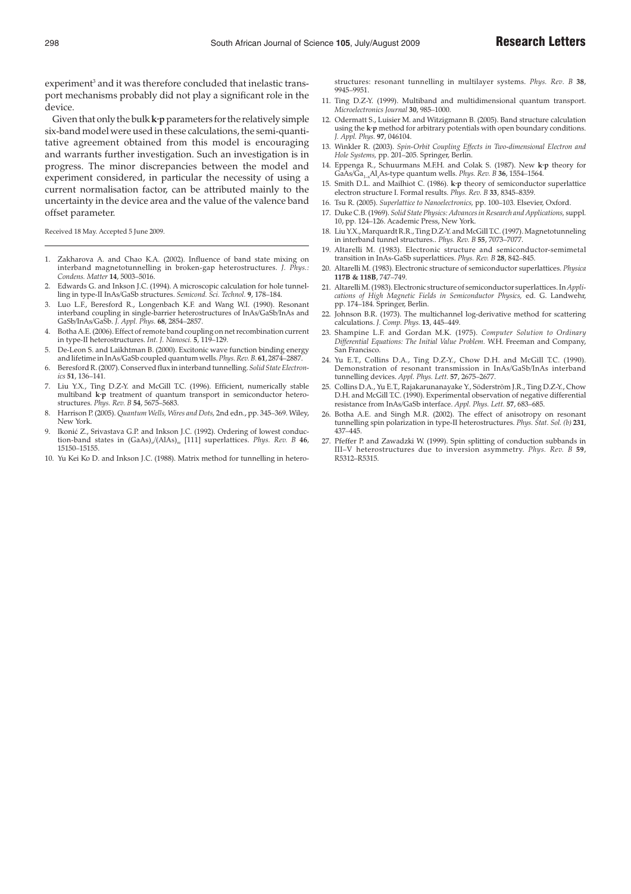experiment[3] and it was therefore concluded that inelastic transport mechanisms probably did not play a significant role in the device.

Given that only the bulk **k·p** parameters for the relatively simple six-band model were used in these calculations, the semi-quantitative agreement obtained from this model is encouraging and warrants further investigation. Such an investigation is in progress. The minor discrepancies between the model and experiment considered, in particular the necessity of using a current normalisation factor, can be attributed mainly to the uncertainty in the device area and the value of the valence band offset parameter.

Received 18 May. Accepted 5 June 2009.

1. Zakharova A. and Chao K.A. (2002). Influence of band state mixing on interband magnetotunnelling in broken-gap heterostructures. *J. Phys.: Condens. Matter* **14**, 5003–5016.
2. Edwards G. and Inkson J.C. (1994). A microscopic calculation for hole tunnelling in type-II InAs/GaSb structures. *Semicond. Sci. Technol.* **9**, 178–184.
3. Luo L.F., Beresford R., Longenbach K.F. and Wang W.I. (1990). Resonant interband coupling in single-barrier heterostructures of InAs/GaSb/InAs and GaSb/InAs/GaSb. *J. Appl. Phys.* **68**, 2854–2857.
4. Botha A.E. (2006). Effect of remote band coupling on net recombination current in type-II heterostructures. *Int. J. Nanosci.* **5**, 119–129.
5. De-Leon S. and Laikhtman B. (2000). Excitonic wave function binding energy and lifetime in InAs/GaSb coupled quantum wells. *Phys. Rev. B.* **61**, 2874–2887.
6. Beresford R. (2007). Conserved flux in interband tunnelling. *Solid State Electronics* **51**, 136–141.
7. Liu Y.X., Ting D.Z-Y. and McGill T.C. (1996). Efficient, numerically stable multiband **k·p** treatment of quantum transport in semiconductor heterostructures. *Phys. Rev. B* **54**, 5675–5683.
8. Harrison P. (2005). *Quantum Wells, Wires and Dots,* 2nd edn., pp. 345–369. Wiley, New York.
9. Ikonić Z., Srivastava G.P. and Inkson J.C. (1992). Ordering of lowest conduction-band states in $(GaAs)_n/(AlAs)_m$ [111] superlattices. *Phys. Rev. B* **46**, 15150–15155.
10. Yu Kei Ko D. and Inkson J.C. (1988). Matrix method for tunnelling in heterostructures: resonant tunnelling in multilayer systems. *Phys. Rev. B* **38**, 9945–9951.
11. Ting D.Z-Y. (1999). Multiband and multidimensional quantum transport. *Microelectronics Journal* **30**, 985–1000.
12. Odermatt S., Luisier M. and Witzigmann B. (2005). Band structure calculation using the **k·p** method for arbitrary potentials with open boundary conditions. *J. Appl. Phys.* **97**, 046104.
13. Winkler R. (2003). *Spin-Orbit Coupling Effects in Two-dimensional Electron and Hole Systems,* pp. 201–205. Springer, Berlin.
14. Eppenga R., Schuurmans M.F.H. and Colak S. (1987). New **k·p** theory for $GaAs/Ga_{1-x}Al_xAs$-type quantum wells. *Phys. Rev. B* **36**, 1554–1564.
15. Smith D.L. and Mailhiot C. (1986). **k·p** theory of semiconductor superlattice electron structure I. Formal results. *Phys. Rev. B* **33**, 8345–8359.
16. Tsu R. (2005). *Superlattice to Nanoelectronics,* pp. 100–103. Elsevier, Oxford.
17. Duke C.B. (1969). *Solid State Physics: Advances in Research and Applications,* suppl. 10, pp. 124–126. Academic Press, New York.
18. Liu Y.X., Marquardt R.R., Ting D.Z-Y. and McGill T.C. (1997). Magnetotunneling in interband tunnel structures.. *Phys. Rev. B* **55**, 7073–7077.
19. Altarelli M. (1983). Electronic structure and semiconductor-semimetal transition in InAs-GaSb superlattices. *Phys. Rev. B* **28**, 842–845.
20. Altarelli M. (1983). Electronic structure of semiconductor superlattices. *Physica* **117B & 118B**, 747–749.
21. Altarelli M. (1983). Electronic structure of semiconductor superlattices. In *Applications of High Magnetic Fields in Semiconductor Physics,* ed. G. Landwehr, pp. 174–184. Springer, Berlin.
22. Johnson B.R. (1973). The multichannel log-derivative method for scattering calculations. *J. Comp. Phys.* **13**, 445–449.
23. Shampine L.F. and Gordan M.K. (1975). *Computer Solution to Ordinary Differential Equations: The Initial Value Problem.* W.H. Freeman and Company, San Francisco.
24. Yu E.T., Collins D.A., Ting D.Z-Y., Chow D.H. and McGill T.C. (1990). Demonstration of resonant transmission in InAs/GaSb/InAs interband tunnelling devices. *Appl. Phys. Lett.* **57**, 2675–2677.
25. Collins D.A., Yu E.T., Rajakarunanayake Y., Söderström J.R., Ting D.Z-Y., Chow D.H. and McGill T.C. (1990). Experimental observation of negative differential resistance from InAs/GaSb interface. *Appl. Phys. Lett.* **57**, 683–685.
26. Botha A.E. and Singh M.R. (2002). The effect of anisotropy on resonant tunnelling spin polarization in type-II heterostructures. *Phys. Stat. Sol. (b)* **231**, 437–445.
27. Pfeffer P. and Zawadzki W. (1999). Spin splitting of conduction subbands in III–V heterostructures due to inversion asymmetry. *Phys. Rev. B* **59**, R5312–R5315.